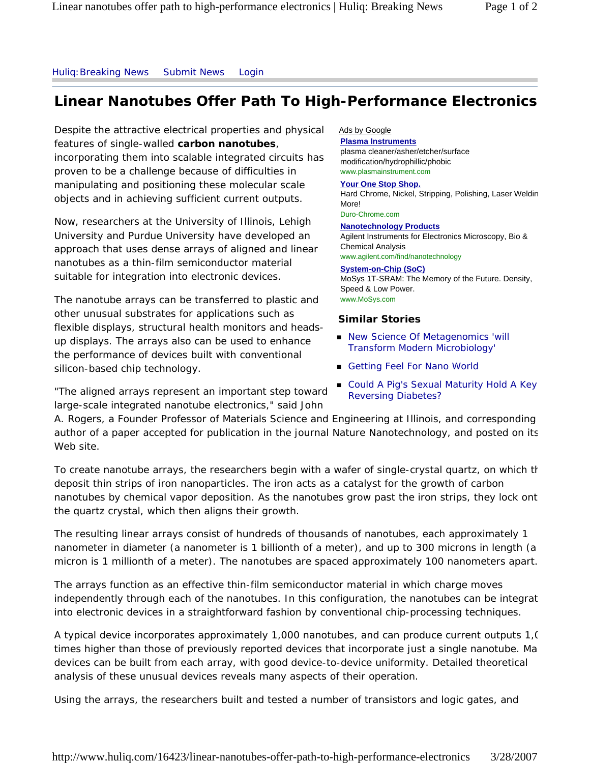Huliq: Breaking News    Submit News    Login

# Linear Nanotubes Offer Path To High-Performance Electronics

Despite the attractive electrical properties and physical features of single-walled **carbon nanotubes**, incorporating them into scalable integrated circuits has proven to be a challenge because of difficulties in manipulating and positioning these molecular scale objects and in achieving sufficient current outputs.

Now, researchers at the University of Illinois, Lehigh University and Purdue University have developed an approach that uses dense arrays of aligned and linear nanotubes as a thin-film semiconductor material suitable for integration into electronic devices.

The nanotube arrays can be transferred to plastic and other unusual substrates for applications such as flexible displays, structural health monitors and heads-up displays. The arrays also can be used to enhance the performance of devices built with conventional silicon-based chip technology.

"The aligned arrays represent an important step toward large-scale integrated nanotube electronics," said John A. Rogers, a Founder Professor of Materials Science and Engineering at Illinois, and corresponding author of a paper accepted for publication in the journal Nature Nanotechnology, and posted on its Web site.

To create nanotube arrays, the researchers begin with a wafer of single-crystal quartz, on which th deposit thin strips of iron nanoparticles. The iron acts as a catalyst for the growth of carbon nanotubes by chemical vapor deposition. As the nanotubes grow past the iron strips, they lock ont the quartz crystal, which then aligns their growth.

The resulting linear arrays consist of hundreds of thousands of nanotubes, each approximately 1 nanometer in diameter (a nanometer is 1 billionth of a meter), and up to 300 microns in length (a micron is 1 millionth of a meter). The nanotubes are spaced approximately 100 nanometers apart.

The arrays function as an effective thin-film semiconductor material in which charge moves independently through each of the nanotubes. In this configuration, the nanotubes can be integrat into electronic devices in a straightforward fashion by conventional chip-processing techniques.

A typical device incorporates approximately 1,000 nanotubes, and can produce current outputs 1,( times higher than those of previously reported devices that incorporate just a single nanotube. Ma devices can be built from each array, with good device-to-device uniformity. Detailed theoretical analysis of these unusual devices reveals many aspects of their operation.

Using the arrays, the researchers built and tested a number of transistors and logic gates, and

Ads by Google

**Plastma Instruments**
plasma cleaner/asher/etcher/surface modification/hydrophillic/phobic
www.plasmainstrument.com

**Your One Stop Shop.**
Hard Chrome, Nickel, Stripping, Polishing, Laser Weldin More!
Duro-Chrome.com

**Nanotechnology Products**
Agilent Instruments for Electronics Microscopy, Bio & Chemical Analysis
www.agilent.com/find/nanotechnology

**System-on-Chip (SoC)**
MoSys 1T-SRAM: The Memory of the Future. Density, Speed & Low Power.
www.MoSys.com

### Similar Stories

- New Science Of Metagenomics 'will Transform Modern Microbiology'
- Getting Feel For Nano World
- Could A Pig's Sexual Maturity Hold A Key Reversing Diabetes?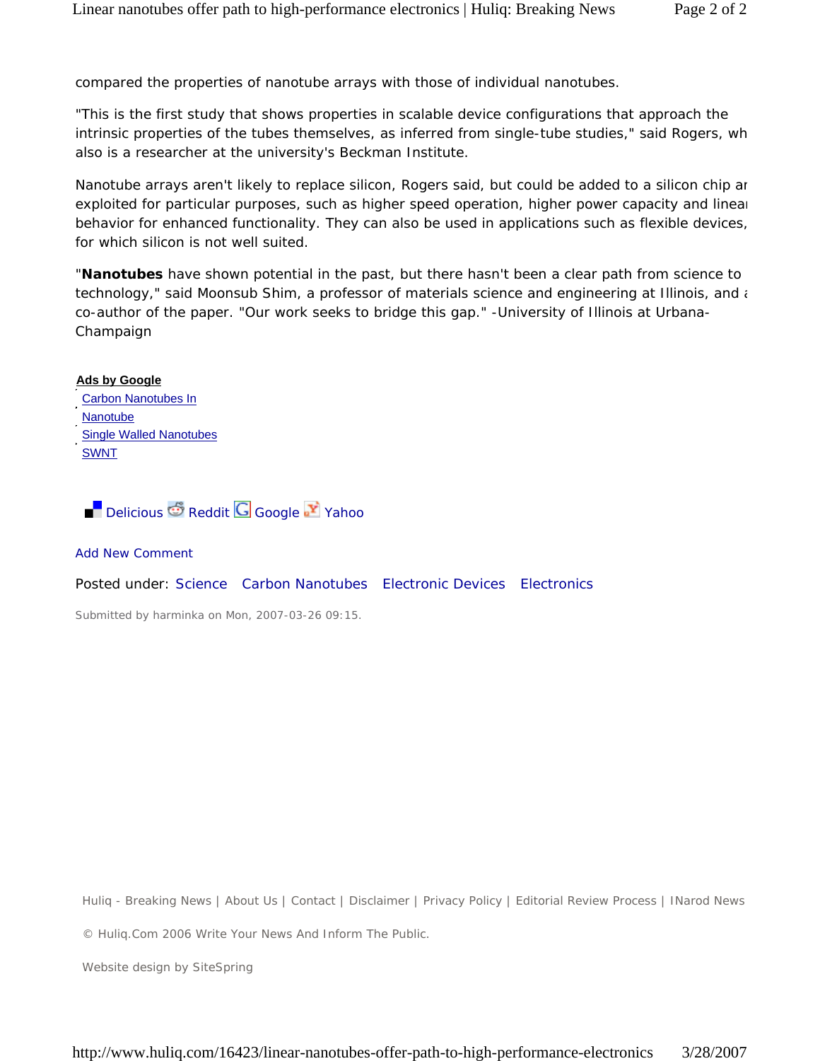compared the properties of nanotube arrays with those of individual nanotubes.

"This is the first study that shows properties in scalable device configurations that approach the intrinsic properties of the tubes themselves, as inferred from single-tube studies," said Rogers, wh also is a researcher at the university's Beckman Institute.

Nanotube arrays aren't likely to replace silicon, Rogers said, but could be added to a silicon chip ar exploited for particular purposes, such as higher speed operation, higher power capacity and linea behavior for enhanced functionality. They can also be used in applications such as flexible devices, for which silicon is not well suited.

"**Nanotubes** have shown potential in the past, but there hasn't been a clear path from science to technology," said Moonsub Shim, a professor of materials science and engineering at Illinois, and a co-author of the paper. "Our work seeks to bridge this gap." -University of Illinois at Urbana-Champaign

**Ads by Google**

- Carbon Nanotubes In
- Nanotube
- Single Walled Nanotubes
- SWNT

Delicious Reddit Google Yahoo

Add New Comment

Posted under: Science Carbon Nanotubes Electronic Devices Electronics

Submitted by harminka on Mon, 2007-03-26 09:15.

Huliq - Breaking News | About Us | Contact | Disclaimer | Privacy Policy | Editorial Review Process | INarod News

© Huliq.Com 2006 Write Your News And Inform The Public.

Website design by SiteSpring